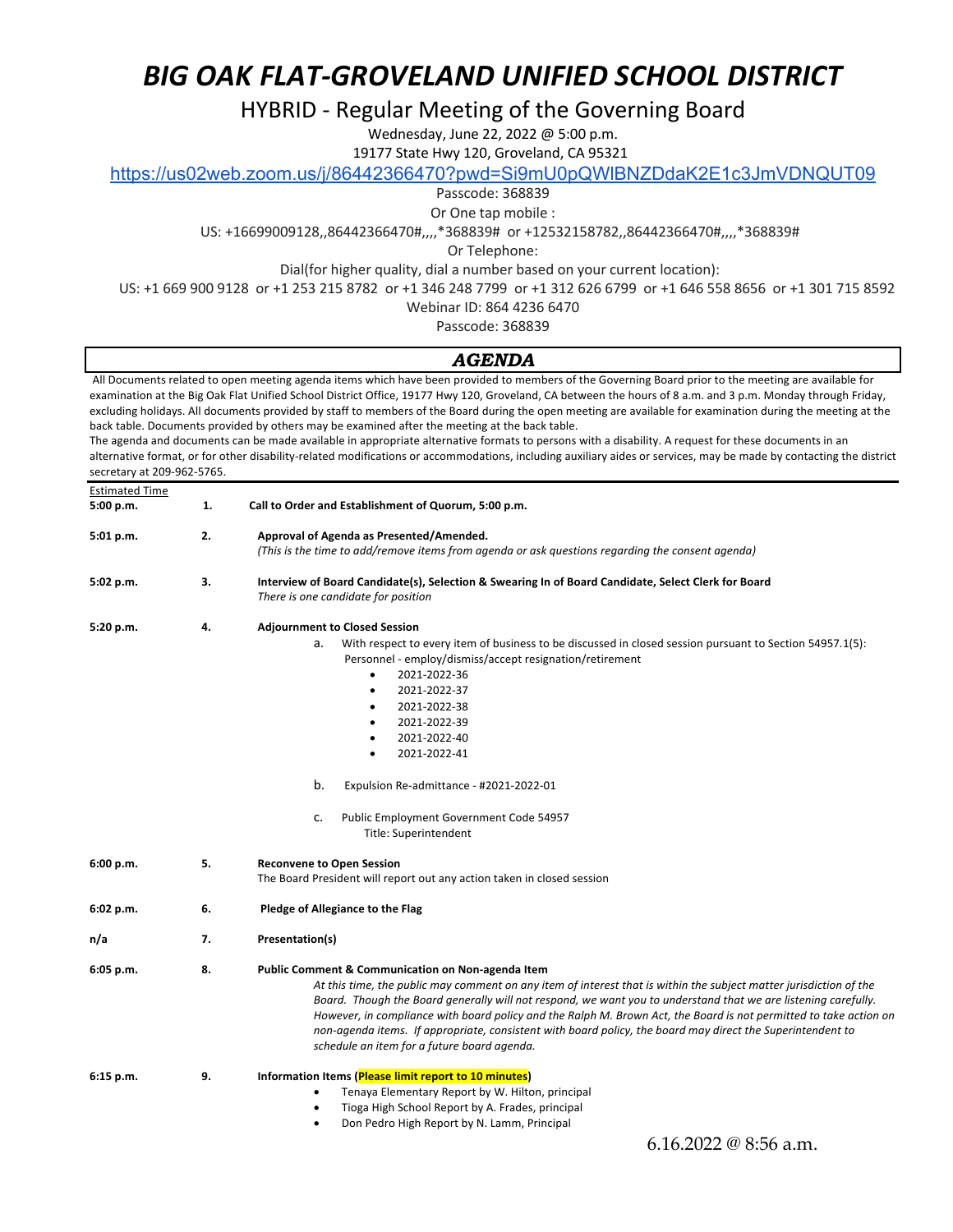# *BIG OAK FLAT-GROVELAND UNIFIED SCHOOL DISTRICT*

## HYBRID - Regular Meeting of the Governing Board

Wednesday, June 22, 2022 @ 5:00 p.m.

19177 State Hwy 120, Groveland, CA 95321

https://us02web.zoom.us/j/86442366470?pwd=Si9mU0pQWlBNZDdaK2E1c3JmVDNQUT09

Passcode: 368839

Or One tap mobile :

US: +16699009128,,86442366470#,,,,*368839# or +12532158782,,86442366470#,,,,*368839#

Or Telephone:

Dial(for higher quality, dial a number based on your current location):

US: +1 669 900 9128 or +1 253 215 8782 or +1 346 248 7799 or +1 312 626 6799 or +1 646 558 8656 or +1 301 715 8592

Webinar ID: 864 4236 6470

Passcode: 368839

## *AGENDA*

All Documents related to open meeting agenda items which have been provided to members of the Governing Board prior to the meeting are available for examination at the Big Oak Flat Unified School District Office, 19177 Hwy 120, Groveland, CA between the hours of 8 a.m. and 3 p.m. Monday through Friday, excluding holidays. All documents provided by staff to members of the Board during the open meeting are available for examination during the meeting at the back table. Documents provided by others may be examined after the meeting at the back table.

The agenda and documents can be made available in appropriate alternative formats to persons with a disability. A request for these documents in an alternative format, or for other disability-related modifications or accommodations, including auxiliary aides or services, may be made by contacting the district secretary at 209-962-5765.

Estimated Time

**5:00 p.m.** — **1. Call to Order and Establishment of Quorum, 5:00 p.m.**

**5:01 p.m.** — **2. Approval of Agenda as Presented/Amended.**
*(This is the time to add/remove items from agenda or ask questions regarding the consent agenda)*

**5:02 p.m.** — **3. Interview of Board Candidate(s), Selection & Swearing In of Board Candidate, Select Clerk for Board**
*There is one candidate for position*

**5:20 p.m.** — **4. Adjournment to Closed Session**

a. With respect to every item of business to be discussed in closed session pursuant to Section 54957.1(5): Personnel - employ/dismiss/accept resignation/retirement
- 2021-2022-36
- 2021-2022-37
- 2021-2022-38
- 2021-2022-39
- 2021-2022-40
- 2021-2022-41

b. Expulsion Re-admittance - #2021-2022-01

c. Public Employment Government Code 54957
Title: Superintendent

**6:00 p.m.** — **5. Reconvene to Open Session**
The Board President will report out any action taken in closed session

**6:02 p.m.** — **6. Pledge of Allegiance to the Flag**

**n/a** — **7. Presentation(s)**

**6:05 p.m.** — **8. Public Comment & Communication on Non-agenda Item**
*At this time, the public may comment on any item of interest that is within the subject matter jurisdiction of the Board. Though the Board generally will not respond, we want you to understand that we are listening carefully. However, in compliance with board policy and the Ralph M. Brown Act, the Board is not permitted to take action on non-agenda items. If appropriate, consistent with board policy, the board may direct the Superintendent to schedule an item for a future board agenda.*

**6:15 p.m.** — **9. Information Items (Please limit report to 10 minutes)**
- Tenaya Elementary Report by W. Hilton, principal
- Tioga High School Report by A. Frades, principal
- Don Pedro High Report by N. Lamm, Principal

6.16.2022 @ 8:56 a.m.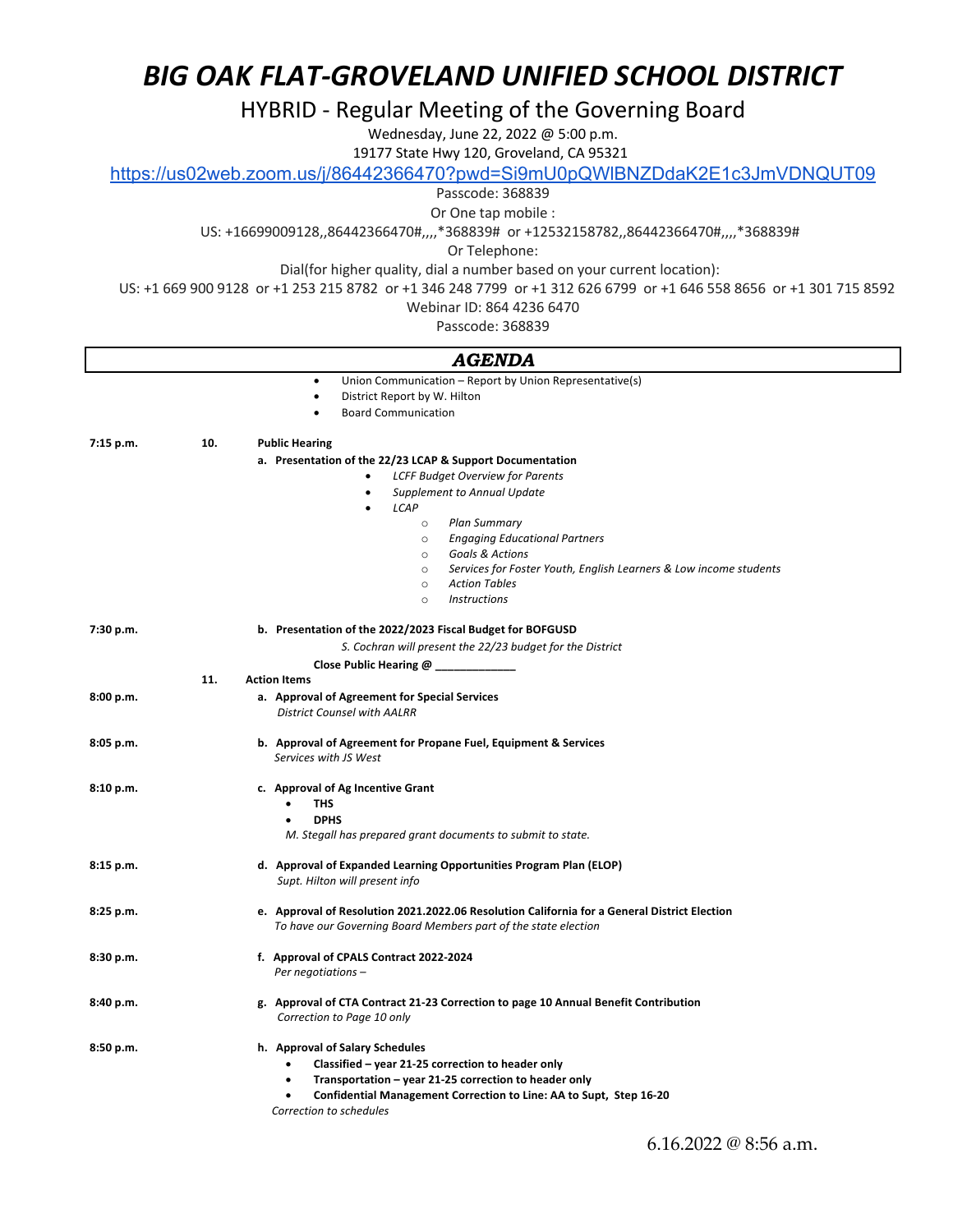# *BIG OAK FLAT-GROVELAND UNIFIED SCHOOL DISTRICT*

## HYBRID - Regular Meeting of the Governing Board

Wednesday, June 22, 2022 @ 5:00 p.m.
19177 State Hwy 120, Groveland, CA 95321
https://us02web.zoom.us/j/86442366470?pwd=Si9mU0pQWlBNZDdaK2E1c3JmVDNQUT09
Passcode: 368839
Or One tap mobile :
US: +16699009128,,86442366470#,,,,*368839# or +12532158782,,86442366470#,,,,*368839#
Or Telephone:
Dial(for higher quality, dial a number based on your current location):
US: +1 669 900 9128 or +1 253 215 8782 or +1 346 248 7799 or +1 312 626 6799 or +1 646 558 8656 or +1 301 715 8592
Webinar ID: 864 4236 6470
Passcode: 368839

## *AGENDA*

- Union Communication – Report by Union Representative(s)
- District Report by W. Hilton
- Board Communication

**7:15 p.m. — 10. Public Hearing**

**a. Presentation of the 22/23 LCAP & Support Documentation**
- *LCFF Budget Overview for Parents*
- *Supplement to Annual Update*
- *LCAP*
  - *Plan Summary*
  - *Engaging Educational Partners*
  - *Goals & Actions*
  - *Services for Foster Youth, English Learners & Low income students*
  - *Action Tables*
  - *Instructions*

**7:30 p.m. — b. Presentation of the 2022/2023 Fiscal Budget for BOFGUSD**
*S. Cochran will present the 22/23 budget for the District*

**Close Public Hearing @ ____________**

**11. Action Items**

**8:00 p.m. — a. Approval of Agreement for Special Services**
*District Counsel with AALRR*

**8:05 p.m. — b. Approval of Agreement for Propane Fuel, Equipment & Services**
*Services with JS West*

**8:10 p.m. — c. Approval of Ag Incentive Grant**
- **THS**
- **DPHS**

*M. Stegall has prepared grant documents to submit to state.*

**8:15 p.m. — d. Approval of Expanded Learning Opportunities Program Plan (ELOP)**
*Supt. Hilton will present info*

**8:25 p.m. — e. Approval of Resolution 2021.2022.06 Resolution California for a General District Election**
*To have our Governing Board Members part of the state election*

**8:30 p.m. — f. Approval of CPALS Contract 2022-2024**
*Per negotiations –*

**8:40 p.m. — g. Approval of CTA Contract 21-23 Correction to page 10 Annual Benefit Contribution**
*Correction to Page 10 only*

**8:50 p.m. — h. Approval of Salary Schedules**
- **Classified – year 21-25 correction to header only**
- **Transportation – year 21-25 correction to header only**
- **Confidential Management Correction to Line: AA to Supt, Step 16-20**

*Correction to schedules*

6.16.2022 @ 8:56 a.m.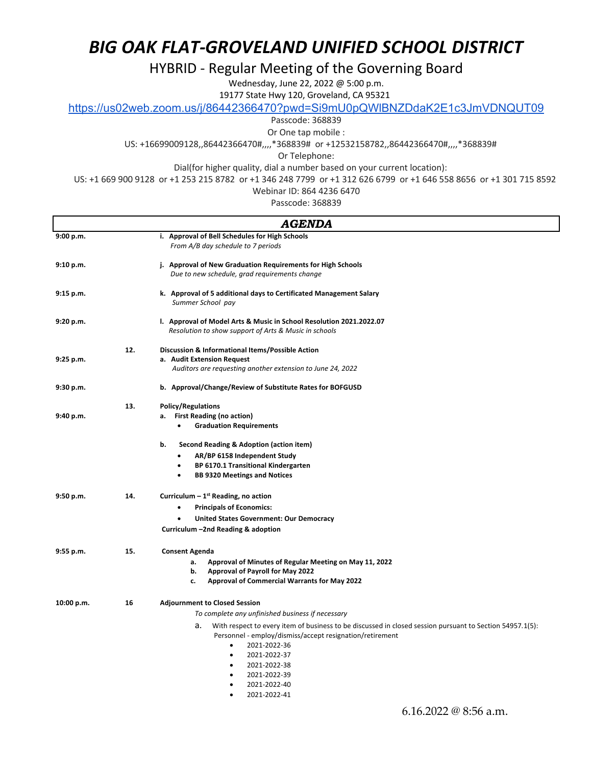# *BIG OAK FLAT-GROVELAND UNIFIED SCHOOL DISTRICT*

## HYBRID - Regular Meeting of the Governing Board

Wednesday, June 22, 2022 @ 5:00 p.m.

19177 State Hwy 120, Groveland, CA 95321

https://us02web.zoom.us/j/86442366470?pwd=Si9mU0pQWlBNZDdaK2E1c3JmVDNQUT09

Passcode: 368839

Or One tap mobile :

US: +16699009128,,86442366470#,,,,*368839# or +12532158782,,86442366470#,,,,*368839#

Or Telephone:

Dial(for higher quality, dial a number based on your current location):

US: +1 669 900 9128 or +1 253 215 8782 or +1 346 248 7799 or +1 312 626 6799 or +1 646 558 8656 or +1 301 715 8592

Webinar ID: 864 4236 6470

Passcode: 368839

## *AGENDA*

**9:00 p.m.** — **i. Approval of Bell Schedules for High Schools**
*From A/B day schedule to 7 periods*

**9:10 p.m.** — **j. Approval of New Graduation Requirements for High Schools**
*Due to new schedule, grad requirements change*

**9:15 p.m.** — **k. Approval of 5 additional days to Certificated Management Salary**
*Summer School pay*

**9:20 p.m.** — **l. Approval of Model Arts & Music in School Resolution 2021.2022.07**
*Resolution to show support of Arts & Music in schools*

**12. Discussion & Informational Items/Possible Action**

**9:25 p.m.** — **a. Audit Extension Request**
*Auditors are requesting another extension to June 24, 2022*

**9:30 p.m.** — **b. Approval/Change/Review of Substitute Rates for BOFGUSD**

**13. Policy/Regulations**

**9:40 p.m.** — **a. First Reading (no action)**
- **Graduation Requirements**

**b. Second Reading & Adoption (action item)**
- **AR/BP 6158 Independent Study**
- **BP 6170.1 Transitional Kindergarten**
- **BB 9320 Meetings and Notices**

**9:50 p.m.** — **14. Curriculum – 1st Reading, no action**
- **Principals of Economics:**
- **United States Government: Our Democracy**

**Curriculum –2nd Reading & adoption**

**9:55 p.m.** — **15. Consent Agenda**
- a. **Approval of Minutes of Regular Meeting on May 11, 2022**
- b. **Approval of Payroll for May 2022**
- c. **Approval of Commercial Warrants for May 2022**

**10:00 p.m.** — **16 Adjournment to Closed Session**
*To complete any unfinished business if necessary*

a. With respect to every item of business to be discussed in closed session pursuant to Section 54957.1(5): Personnel - employ/dismiss/accept resignation/retirement
- 2021-2022-36
- 2021-2022-37
- 2021-2022-38
- 2021-2022-39
- 2021-2022-40
- 2021-2022-41

6.16.2022 @ 8:56 a.m.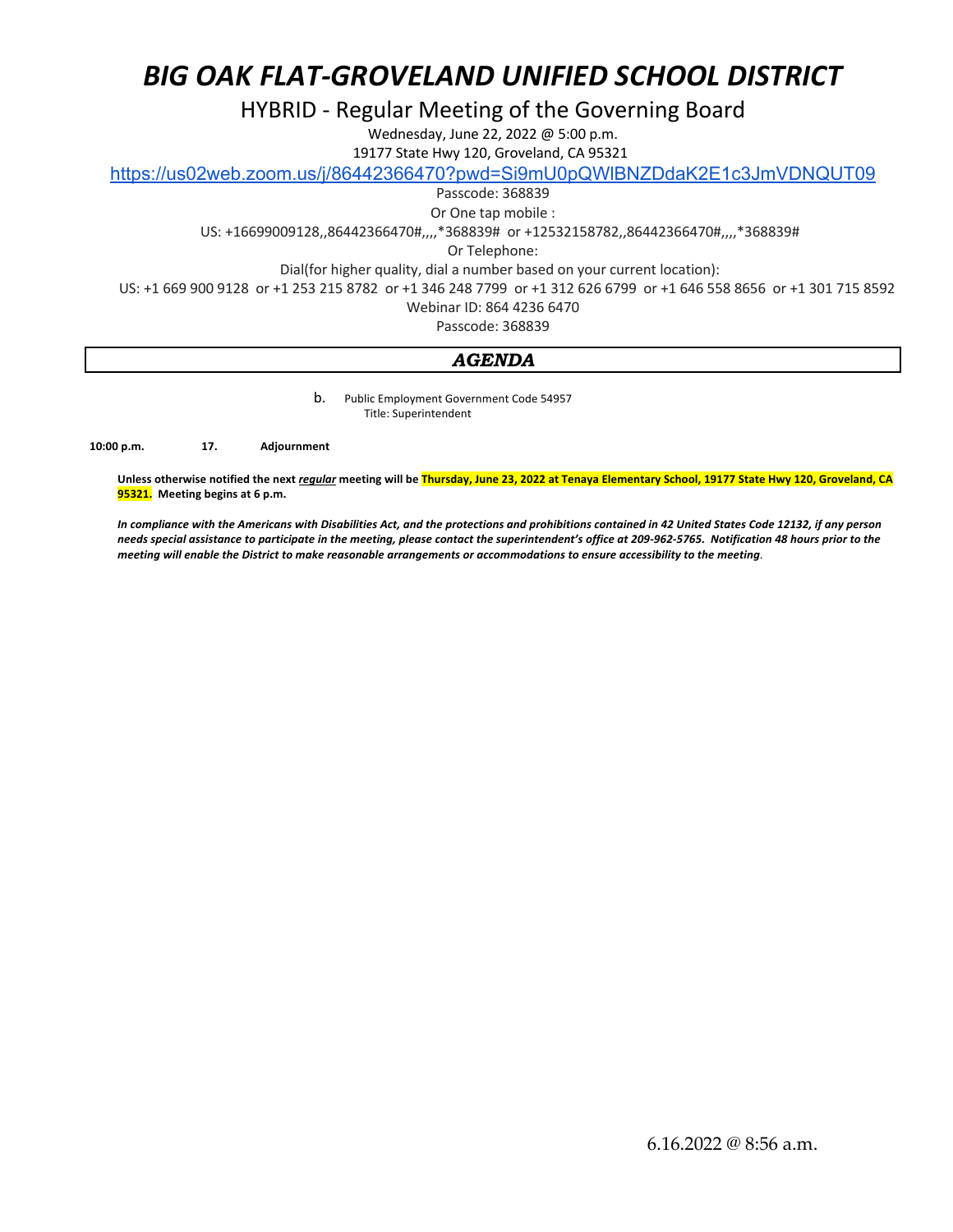# *BIG OAK FLAT-GROVELAND UNIFIED SCHOOL DISTRICT*

## HYBRID - Regular Meeting of the Governing Board

Wednesday, June 22, 2022 @ 5:00 p.m.

19177 State Hwy 120, Groveland, CA 95321

https://us02web.zoom.us/j/86442366470?pwd=Si9mU0pQWlBNZDdaK2E1c3JmVDNQUT09

Passcode: 368839

Or One tap mobile :

US: +16699009128,,86442366470#,,,,*368839# or +12532158782,,86442366470#,,,,*368839#

Or Telephone:

Dial(for higher quality, dial a number based on your current location):

US: +1 669 900 9128 or +1 253 215 8782 or +1 346 248 7799 or +1 312 626 6799 or +1 646 558 8656 or +1 301 715 8592

Webinar ID: 864 4236 6470

Passcode: 368839

## *AGENDA*

b. Public Employment Government Code 54957
Title: Superintendent

**10:00 p.m.** **17.** **Adjournment**

**Unless otherwise notified the next *regular* meeting will be Thursday, June 23, 2022 at Tenaya Elementary School, 19177 State Hwy 120, Groveland, CA 95321. Meeting begins at 6 p.m.**

***In compliance with the Americans with Disabilities Act, and the protections and prohibitions contained in 42 United States Code 12132, if any person needs special assistance to participate in the meeting, please contact the superintendent's office at 209-962-5765. Notification 48 hours prior to the meeting will enable the District to make reasonable arrangements or accommodations to ensure accessibility to the meeting.***

6.16.2022 @ 8:56 a.m.